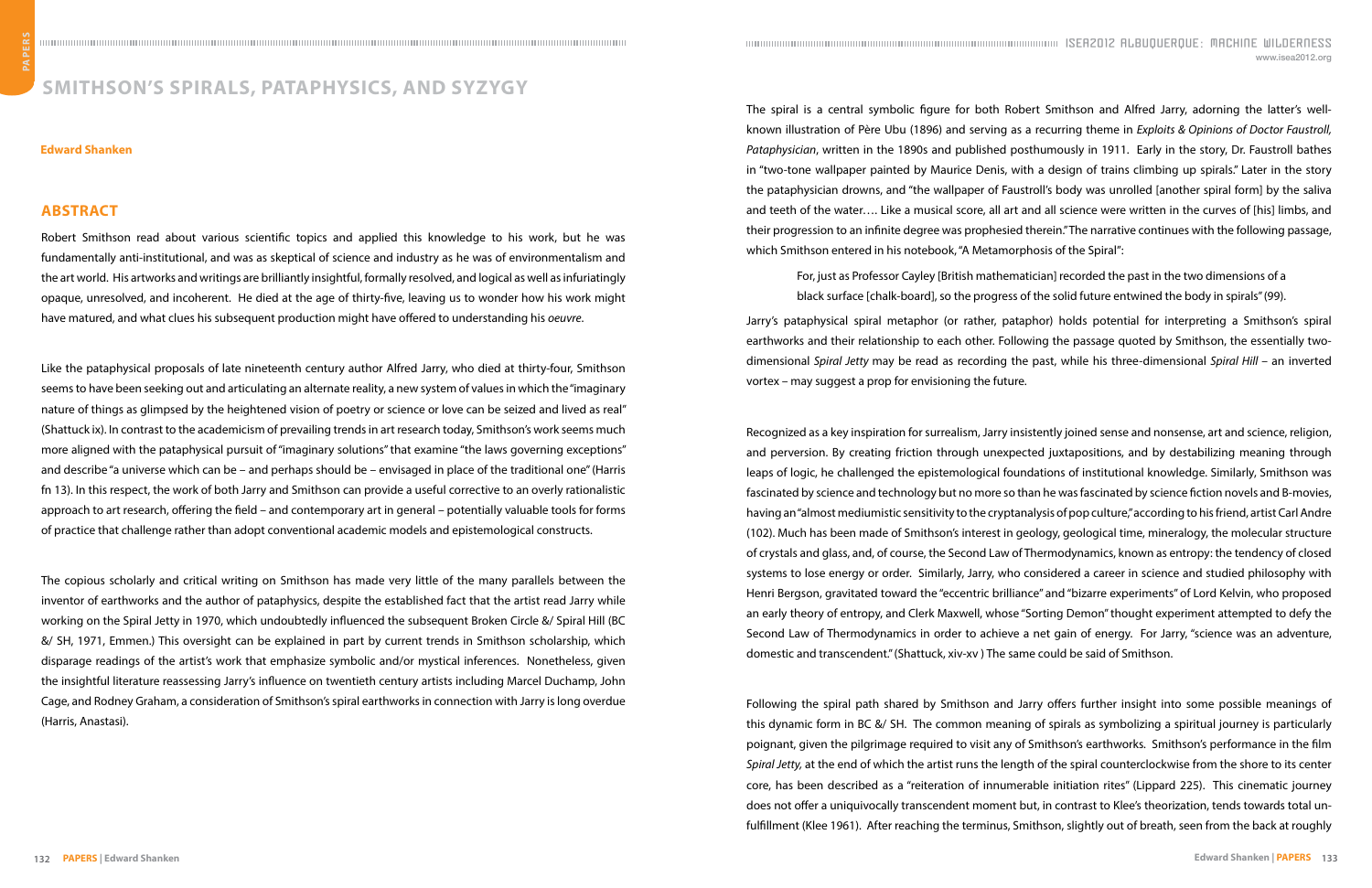# SMITHSON'S SPIRALS, PATAPHYSICS, AND SYZYGY

**Edward Shanken**

## ABSTRACT

Robert Smithson read about various scientific topics and applied this knowledge to his work, but he was fundamentally anti-institutional, and was as skeptical of science and industry as he was of environmentalism and the art world. His artworks and writings are brilliantly insightful, formally resolved, and logical as well as infuriatingly opaque, unresolved, and incoherent. He died at the age of thirty-five, leaving us to wonder how his work might have matured, and what clues his subsequent production might have offered to understanding his *oeuvre*.

Like the pataphysical proposals of late nineteenth century author Alfred Jarry, who died at thirty-four, Smithson seems to have been seeking out and articulating an alternate reality, a new system of values in which the "imaginary nature of things as glimpsed by the heightened vision of poetry or science or love can be seized and lived as real" (Shattuck ix). In contrast to the academicism of prevailing trends in art research today, Smithson's work seems much more aligned with the pataphysical pursuit of "imaginary solutions" that examine "the laws governing exceptions" and describe "a universe which can be – and perhaps should be – envisaged in place of the traditional one" (Harris fn 13). In this respect, the work of both Jarry and Smithson can provide a useful corrective to an overly rationalistic approach to art research, offering the field – and contemporary art in general – potentially valuable tools for forms of practice that challenge rather than adopt conventional academic models and epistemological constructs.

The copious scholarly and critical writing on Smithson has made very little of the many parallels between the inventor of earthworks and the author of pataphysics, despite the established fact that the artist read Jarry while working on the Spiral Jetty in 1970, which undoubtedly influenced the subsequent Broken Circle &/ Spiral Hill (BC &/ SH, 1971, Emmen.) This oversight can be explained in part by current trends in Smithson scholarship, which disparage readings of the artist's work that emphasize symbolic and/or mystical inferences. Nonetheless, given the insightful literature reassessing Jarry's influence on twentieth century artists including Marcel Duchamp, John Cage, and Rodney Graham, a consideration of Smithson's spiral earthworks in connection with Jarry is long overdue (Harris, Anastasi).

The spiral is a central symbolic figure for both Robert Smithson and Alfred Jarry, adorning the latter's well-known illustration of Père Ubu (1896) and serving as a recurring theme in *Exploits & Opinions of Doctor Faustroll, Pataphysician*, written in the 1890s and published posthumously in 1911. Early in the story, Dr. Faustroll bathes in "two-tone wallpaper painted by Maurice Denis, with a design of trains climbing up spirals." Later in the story the pataphysician drowns, and "the wallpaper of Faustroll's body was unrolled [another spiral form] by the saliva and teeth of the water…. Like a musical score, all art and all science were written in the curves of [his] limbs, and their progression to an infinite degree was prophesied therein." The narrative continues with the following passage, which Smithson entered in his notebook, "A Metamorphosis of the Spiral":

> For, just as Professor Cayley [British mathematician] recorded the past in the two dimensions of a black surface [chalk-board], so the progress of the solid future entwined the body in spirals" (99).

Jarry's pataphysical spiral metaphor (or rather, pataphor) holds potential for interpreting a Smithson's spiral earthworks and their relationship to each other. Following the passage quoted by Smithson, the essentially two-dimensional *Spiral Jetty* may be read as recording the past, while his three-dimensional *Spiral Hill* – an inverted vortex – may suggest a prop for envisioning the future.

Recognized as a key inspiration for surrealism, Jarry insistently joined sense and nonsense, art and science, religion, and perversion. By creating friction through unexpected juxtapositions, and by destabilizing meaning through leaps of logic, he challenged the epistemological foundations of institutional knowledge. Similarly, Smithson was fascinated by science and technology but no more so than he was fascinated by science fiction novels and B-movies, having an "almost mediumistic sensitivity to the cryptanalysis of pop culture," according to his friend, artist Carl Andre (102). Much has been made of Smithson's interest in geology, geological time, mineralogy, the molecular structure of crystals and glass, and, of course, the Second Law of Thermodynamics, known as entropy: the tendency of closed systems to lose energy or order. Similarly, Jarry, who considered a career in science and studied philosophy with Henri Bergson, gravitated toward the "eccentric brilliance" and "bizarre experiments" of Lord Kelvin, who proposed an early theory of entropy, and Clerk Maxwell, whose "Sorting Demon" thought experiment attempted to defy the Second Law of Thermodynamics in order to achieve a net gain of energy. For Jarry, "science was an adventure, domestic and transcendent." (Shattuck, xiv-xv ) The same could be said of Smithson.

Following the spiral path shared by Smithson and Jarry offers further insight into some possible meanings of this dynamic form in BC &/ SH. The common meaning of spirals as symbolizing a spiritual journey is particularly poignant, given the pilgrimage required to visit any of Smithson's earthworks. Smithson's performance in the film *Spiral Jetty,* at the end of which the artist runs the length of the spiral counterclockwise from the shore to its center core, has been described as a "reiteration of innumerable initiation rites" (Lippard 225). This cinematic journey does not offer a uniquivocally transcendent moment but, in contrast to Klee's theorization, tends towards total un-fulfillment (Klee 1961). After reaching the terminus, Smithson, slightly out of breath, seen from the back at roughly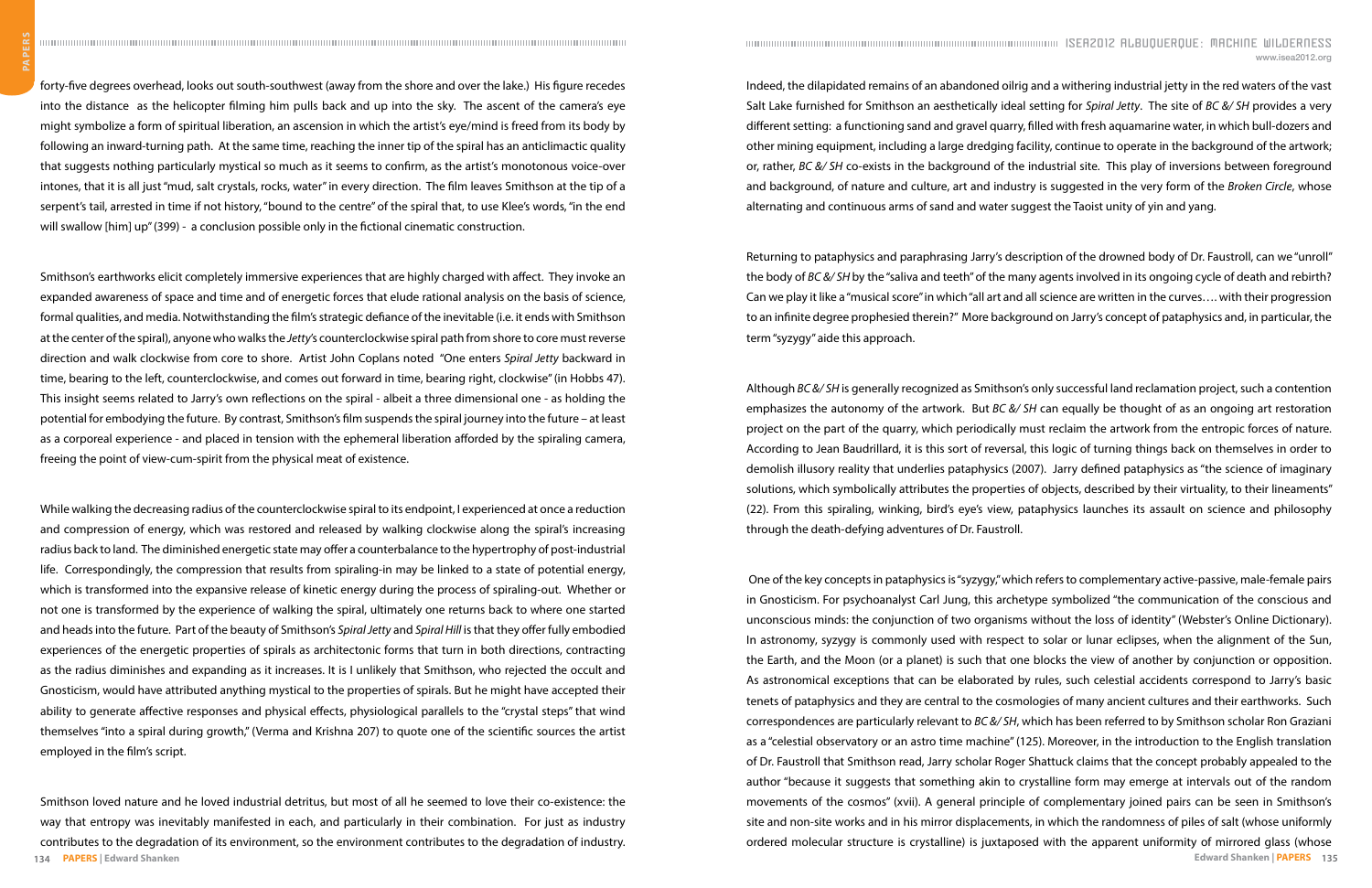forty-five degrees overhead, looks out south-southwest (away from the shore and over the lake.) His figure recedes into the distance as the helicopter filming him pulls back and up into the sky. The ascent of the camera's eye might symbolize a form of spiritual liberation, an ascension in which the artist's eye/mind is freed from its body by following an inward-turning path. At the same time, reaching the inner tip of the spiral has an anticlimactic quality that suggests nothing particularly mystical so much as it seems to confirm, as the artist's monotonous voice-over intones, that it is all just "mud, salt crystals, rocks, water" in every direction. The film leaves Smithson at the tip of a serpent's tail, arrested in time if not history, "bound to the centre" of the spiral that, to use Klee's words, "in the end will swallow [him] up" (399) - a conclusion possible only in the fictional cinematic construction.

Smithson's earthworks elicit completely immersive experiences that are highly charged with affect. They invoke an expanded awareness of space and time and of energetic forces that elude rational analysis on the basis of science, formal qualities, and media. Notwithstanding the film's strategic defiance of the inevitable (i.e. it ends with Smithson at the center of the spiral), anyone who walks the *Jetty's* counterclockwise spiral path from shore to core must reverse direction and walk clockwise from core to shore. Artist John Coplans noted "One enters *Spiral Jetty* backward in time, bearing to the left, counterclockwise, and comes out forward in time, bearing right, clockwise" (in Hobbs 47). This insight seems related to Jarry's own reflections on the spiral - albeit a three dimensional one - as holding the potential for embodying the future. By contrast, Smithson's film suspends the spiral journey into the future – at least as a corporeal experience - and placed in tension with the ephemeral liberation afforded by the spiraling camera, freeing the point of view-cum-spirit from the physical meat of existence.

While walking the decreasing radius of the counterclockwise spiral to its endpoint, I experienced at once a reduction and compression of energy, which was restored and released by walking clockwise along the spiral's increasing radius back to land. The diminished energetic state may offer a counterbalance to the hypertrophy of post-industrial life. Correspondingly, the compression that results from spiraling-in may be linked to a state of potential energy, which is transformed into the expansive release of kinetic energy during the process of spiraling-out. Whether or not one is transformed by the experience of walking the spiral, ultimately one returns back to where one started and heads into the future. Part of the beauty of Smithson's *Spiral Jetty* and *Spiral Hill* is that they offer fully embodied experiences of the energetic properties of spirals as architectonic forms that turn in both directions, contracting as the radius diminishes and expanding as it increases. It is I unlikely that Smithson, who rejected the occult and Gnosticism, would have attributed anything mystical to the properties of spirals. But he might have accepted their ability to generate affective responses and physical effects, physiological parallels to the "crystal steps" that wind themselves "into a spiral during growth," (Verma and Krishna 207) to quote one of the scientific sources the artist employed in the film's script.

Smithson loved nature and he loved industrial detritus, but most of all he seemed to love their co-existence: the way that entropy was inevitably manifested in each, and particularly in their combination. For just as industry contributes to the degradation of its environment, so the environment contributes to the degradation of industry. Indeed, the dilapidated remains of an abandoned oilrig and a withering industrial jetty in the red waters of the vast Salt Lake furnished for Smithson an aesthetically ideal setting for *Spiral Jetty*. The site of *BC &/ SH* provides a very different setting: a functioning sand and gravel quarry, filled with fresh aquamarine water, in which bull-dozers and other mining equipment, including a large dredging facility, continue to operate in the background of the artwork; or, rather, *BC &/ SH* co-exists in the background of the industrial site. This play of inversions between foreground and background, of nature and culture, art and industry is suggested in the very form of the *Broken Circle*, whose alternating and continuous arms of sand and water suggest the Taoist unity of yin and yang.

Returning to pataphysics and paraphrasing Jarry's description of the drowned body of Dr. Faustroll, can we "unroll" the body of *BC &/ SH* by the "saliva and teeth" of the many agents involved in its ongoing cycle of death and rebirth? Can we play it like a "musical score" in which "all art and all science are written in the curves…. with their progression to an infinite degree prophesied therein?" More background on Jarry's concept of pataphysics and, in particular, the term "syzygy" aide this approach.

Although *BC &/ SH* is generally recognized as Smithson's only successful land reclamation project, such a contention emphasizes the autonomy of the artwork. But *BC &/ SH* can equally be thought of as an ongoing art restoration project on the part of the quarry, which periodically must reclaim the artwork from the entropic forces of nature. According to Jean Baudrillard, it is this sort of reversal, this logic of turning things back on themselves in order to demolish illusory reality that underlies pataphysics (2007). Jarry defined pataphysics as "the science of imaginary solutions, which symbolically attributes the properties of objects, described by their virtuality, to their lineaments" (22). From this spiraling, winking, bird's eye's view, pataphysics launches its assault on science and philosophy through the death-defying adventures of Dr. Faustroll.

One of the key concepts in pataphysics is "syzygy," which refers to complementary active-passive, male-female pairs in Gnosticism. For psychoanalyst Carl Jung, this archetype symbolized "the communication of the conscious and unconscious minds: the conjunction of two organisms without the loss of identity" (Webster's Online Dictionary). In astronomy, syzygy is commonly used with respect to solar or lunar eclipses, when the alignment of the Sun, the Earth, and the Moon (or a planet) is such that one blocks the view of another by conjunction or opposition. As astronomical exceptions that can be elaborated by rules, such celestial accidents correspond to Jarry's basic tenets of pataphysics and they are central to the cosmologies of many ancient cultures and their earthworks. Such correspondences are particularly relevant to *BC &/ SH*, which has been referred to by Smithson scholar Ron Graziani as a "celestial observatory or an astro time machine" (125). Moreover, in the introduction to the English translation of Dr. Faustroll that Smithson read, Jarry scholar Roger Shattuck claims that the concept probably appealed to the author "because it suggests that something akin to crystalline form may emerge at intervals out of the random movements of the cosmos" (xvii). A general principle of complementary joined pairs can be seen in Smithson's site and non-site works and in his mirror displacements, in which the randomness of piles of salt (whose uniformly ordered molecular structure is crystalline) is juxtaposed with the apparent uniformity of mirrored glass (whose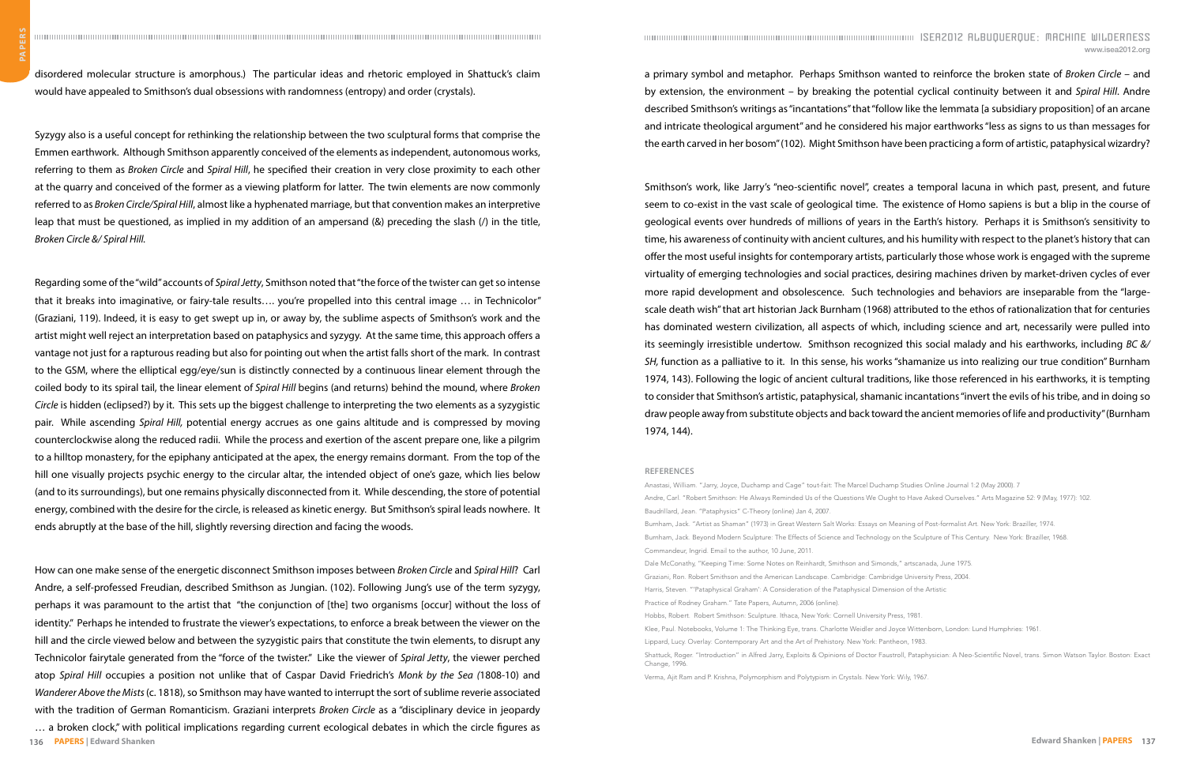disordered molecular structure is amorphous.) The particular ideas and rhetoric employed in Shattuck's claim would have appealed to Smithson's dual obsessions with randomness (entropy) and order (crystals).

Syzygy also is a useful concept for rethinking the relationship between the two sculptural forms that comprise the Emmen earthwork. Although Smithson apparently conceived of the elements as independent, autonomous works, referring to them as *Broken Circle* and *Spiral Hill*, he specified their creation in very close proximity to each other at the quarry and conceived of the former as a viewing platform for latter. The twin elements are now commonly referred to as *Broken Circle/Spiral Hill*, almost like a hyphenated marriage, but that convention makes an interpretive leap that must be questioned, as implied in my addition of an ampersand (&) preceding the slash (/) in the title, *Broken Circle &/ Spiral Hill*.

Regarding some of the "wild" accounts of *Spiral Jetty*, Smithson noted that "the force of the twister can get so intense that it breaks into imaginative, or fairy-tale results…. you're propelled into this central image … in Technicolor" (Graziani, 119). Indeed, it is easy to get swept up in, or away by, the sublime aspects of Smithson's work and the artist might well reject an interpretation based on pataphysics and syzygy. At the same time, this approach offers a vantage not just for a rapturous reading but also for pointing out when the artist falls short of the mark. In contrast to the GSM, where the elliptical egg/eye/sun is distinctly connected by a continuous linear element through the coiled body to its spiral tail, the linear element of *Spiral Hill* begins (and returns) behind the mound, where *Broken Circle* is hidden (eclipsed?) by it. This sets up the biggest challenge to interpreting the two elements as a syzygistic pair. While ascending *Spiral Hill*, potential energy accrues as one gains altitude and is compressed by moving counterclockwise along the reduced radii. While the process and exertion of the ascent prepare one, like a pilgrim to a hilltop monastery, for the epiphany anticipated at the apex, the energy remains dormant. From the top of the hill one visually projects psychic energy to the circular altar, the intended object of one's gaze, which lies below (and to its surroundings), but one remains physically disconnected from it. While descending, the store of potential energy, combined with the desire for the circle, is released as kinetic energy. But Smithson's spiral leads nowhere. It ends abruptly at the base of the hill, slightly reversing direction and facing the woods.

How can one make sense of the energetic disconnect Smithson imposes between *Broken Circle* and *Spiral Hill*? Carl Andre, a self-professed Freudian, described Smithson as Jungian. (102). Following Jung's use of the term syzygy, perhaps it was paramount to the artist that "the conjunction of [the] two organisms [occur] without the loss of identity." Perhaps he intended to frustrate the viewer's expectations, to enforce a break between the viewer on the hill and the circle viewed below and between the syzygistic pairs that constitute the twin elements, to disrupt any Technicolor fairytale generated from the "force of the twister." Like the viewer of *Spiral Jetty*, the viewer perched atop *Spiral Hill* occupies a position not unlike that of Caspar David Friedrich's *Monk by the Sea (*1808-10) and *Wanderer Above the Mists* (c. 1818), so Smithson may have wanted to interrupt the sort of sublime reverie associated with the tradition of German Romanticism. Graziani interprets *Broken Circle* as a "disciplinary device in jeopardy … a broken clock," with political implications regarding current ecological debates in which the circle figures as a primary symbol and metaphor. Perhaps Smithson wanted to reinforce the broken state of *Broken Circle* – and by extension, the environment – by breaking the potential cyclical continuity between it and *Spiral Hill*. Andre described Smithson's writings as "incantations" that "follow like the lemmata [a subsidiary proposition] of an arcane and intricate theological argument" and he considered his major earthworks "less as signs to us than messages for the earth carved in her bosom" (102). Might Smithson have been practicing a form of artistic, pataphysical wizardry?

Smithson's work, like Jarry's "neo-scientific novel", creates a temporal lacuna in which past, present, and future seem to co-exist in the vast scale of geological time. The existence of Homo sapiens is but a blip in the course of geological events over hundreds of millions of years in the Earth's history. Perhaps it is Smithson's sensitivity to time, his awareness of continuity with ancient cultures, and his humility with respect to the planet's history that can offer the most useful insights for contemporary artists, particularly those whose work is engaged with the supreme virtuality of emerging technologies and social practices, desiring machines driven by market-driven cycles of ever more rapid development and obsolescence. Such technologies and behaviors are inseparable from the "large-scale death wish" that art historian Jack Burnham (1968) attributed to the ethos of rationalization that for centuries has dominated western civilization, all aspects of which, including science and art, necessarily were pulled into its seemingly irresistible undertow. Smithson recognized this social malady and his earthworks, including *BC &/ SH*, function as a palliative to it. In this sense, his works "shamanize us into realizing our true condition" Burnham 1974, 143). Following the logic of ancient cultural traditions, like those referenced in his earthworks, it is tempting to consider that Smithson's artistic, pataphysical, shamanic incantations "invert the evils of his tribe, and in doing so draw people away from substitute objects and back toward the ancient memories of life and productivity" (Burnham 1974, 144).

## REFERENCES

Anastasi, William. "Jarry, Joyce, Duchamp and Cage" tout-fait: The Marcel Duchamp Studies Online Journal 1:2 (May 2000). 7

Andre, Carl. "Robert Smithson: He Always Reminded Us of the Questions We Ought to Have Asked Ourselves." Arts Magazine 52: 9 (May, 1977): 102.

Baudrillard, Jean. "Pataphysics" C-Theory (online) Jan 4, 2007.

Burnham, Jack. "Artist as Shaman" (1973) in Great Western Salt Works: Essays on Meaning of Post-formalist Art. New York: Braziller, 1974.

Burnham, Jack. Beyond Modern Sculpture: The Effects of Science and Technology on the Sculpture of This Century. New York: Braziller, 1968.

Commandeur, Ingrid. Email to the author, 10 June, 2011.

Dale McConathy, "Keeping Time: Some Notes on Reinhardt, Smithson and Simonds," artscanada, June 1975.

Graziani, Ron. Robert Smithson and the American Landscape. Cambridge: Cambridge University Press, 2004.

Harris, Steven. "'Pataphysical Graham': A Consideration of the Pataphysical Dimension of the Artistic Practice of Rodney Graham." Tate Papers, Autumn, 2006 (online).

Hobbs, Robert. Robert Smithson: Sculpture. Ithaca, New York: Cornell University Press, 1981.

Klee, Paul. Notebooks, Volume 1: The Thinking Eye, trans. Charlotte Weidler and Joyce Wittenborn, London: Lund Humphries: 1961.

Lippard, Lucy. Overlay: Contemporary Art and the Art of Prehistory. New York: Pantheon, 1983.

Shattuck, Roger. "Introduction" in Alfred Jarry, Exploits & Opinions of Doctor Faustroll, Pataphysician: A Neo-Scientific Novel, trans. Simon Watson Taylor. Boston: Exact Change, 1996.

Verma, Ajit Ram and P. Krishna, Polymorphism and Polytypism in Crystals. New York: Wily, 1967.